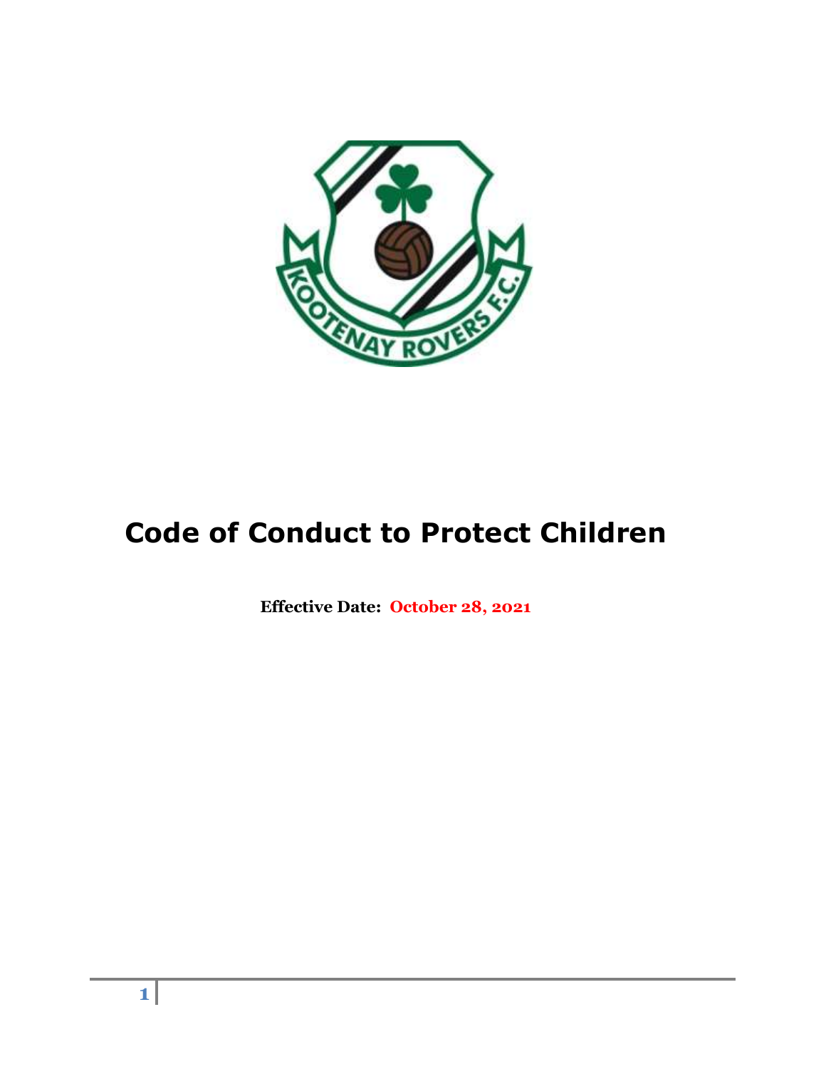# Code of Conduct to Protect Children

**Effective Date: October 28, 2021**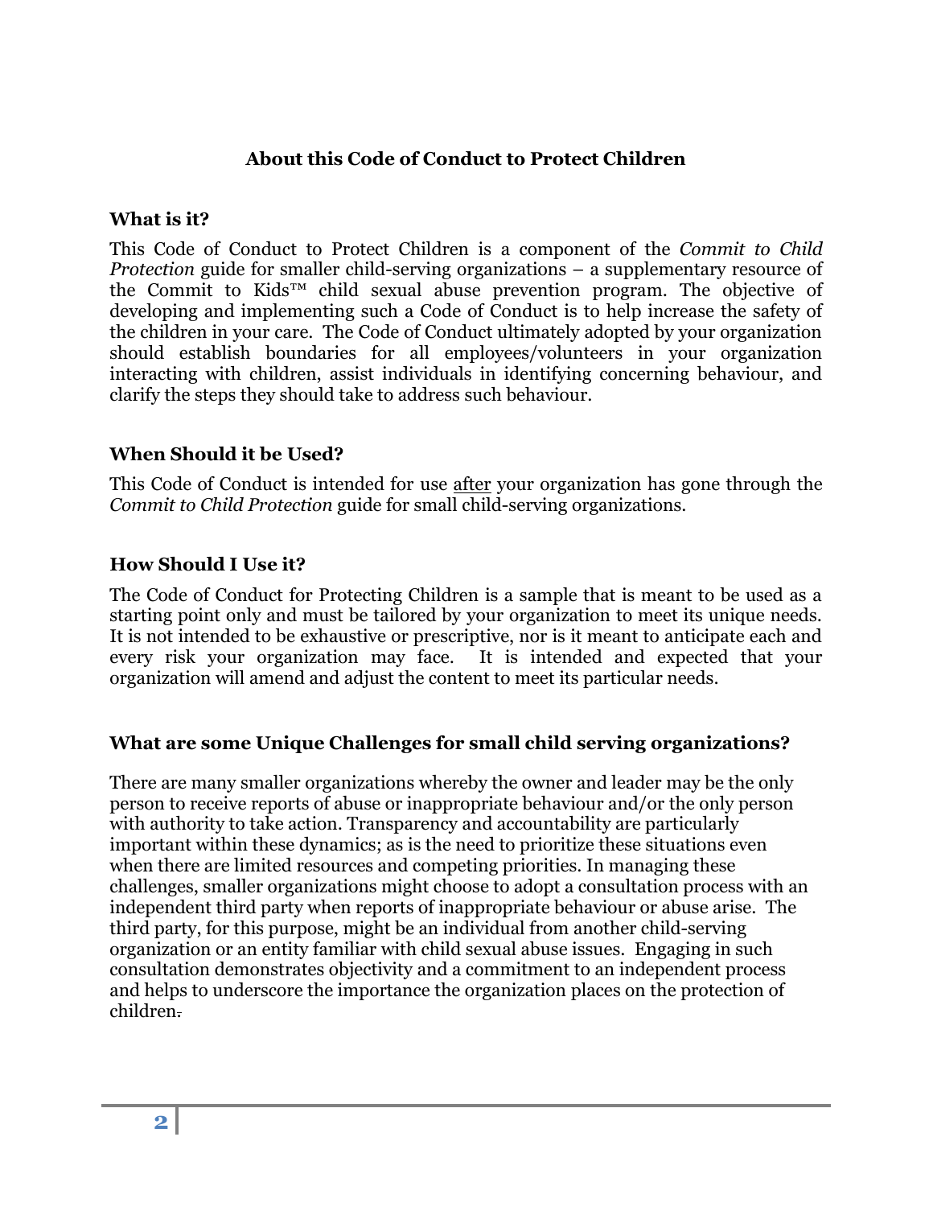## About this Code of Conduct to Protect Children

### What is it?

This Code of Conduct to Protect Children is a component of the *Commit to Child Protection* guide for smaller child-serving organizations – a supplementary resource of the Commit to Kids™ child sexual abuse prevention program. The objective of developing and implementing such a Code of Conduct is to help increase the safety of the children in your care. The Code of Conduct ultimately adopted by your organization should establish boundaries for all employees/volunteers in your organization interacting with children, assist individuals in identifying concerning behaviour, and clarify the steps they should take to address such behaviour.

### When Should it be Used?

This Code of Conduct is intended for use <u>after</u> your organization has gone through the *Commit to Child Protection* guide for small child-serving organizations.

### How Should I Use it?

The Code of Conduct for Protecting Children is a sample that is meant to be used as a starting point only and must be tailored by your organization to meet its unique needs. It is not intended to be exhaustive or prescriptive, nor is it meant to anticipate each and every risk your organization may face. It is intended and expected that your organization will amend and adjust the content to meet its particular needs.

### What are some Unique Challenges for small child serving organizations?

There are many smaller organizations whereby the owner and leader may be the only person to receive reports of abuse or inappropriate behaviour and/or the only person with authority to take action. Transparency and accountability are particularly important within these dynamics; as is the need to prioritize these situations even when there are limited resources and competing priorities. In managing these challenges, smaller organizations might choose to adopt a consultation process with an independent third party when reports of inappropriate behaviour or abuse arise. The third party, for this purpose, might be an individual from another child-serving organization or an entity familiar with child sexual abuse issues. Engaging in such consultation demonstrates objectivity and a commitment to an independent process and helps to underscore the importance the organization places on the protection of children.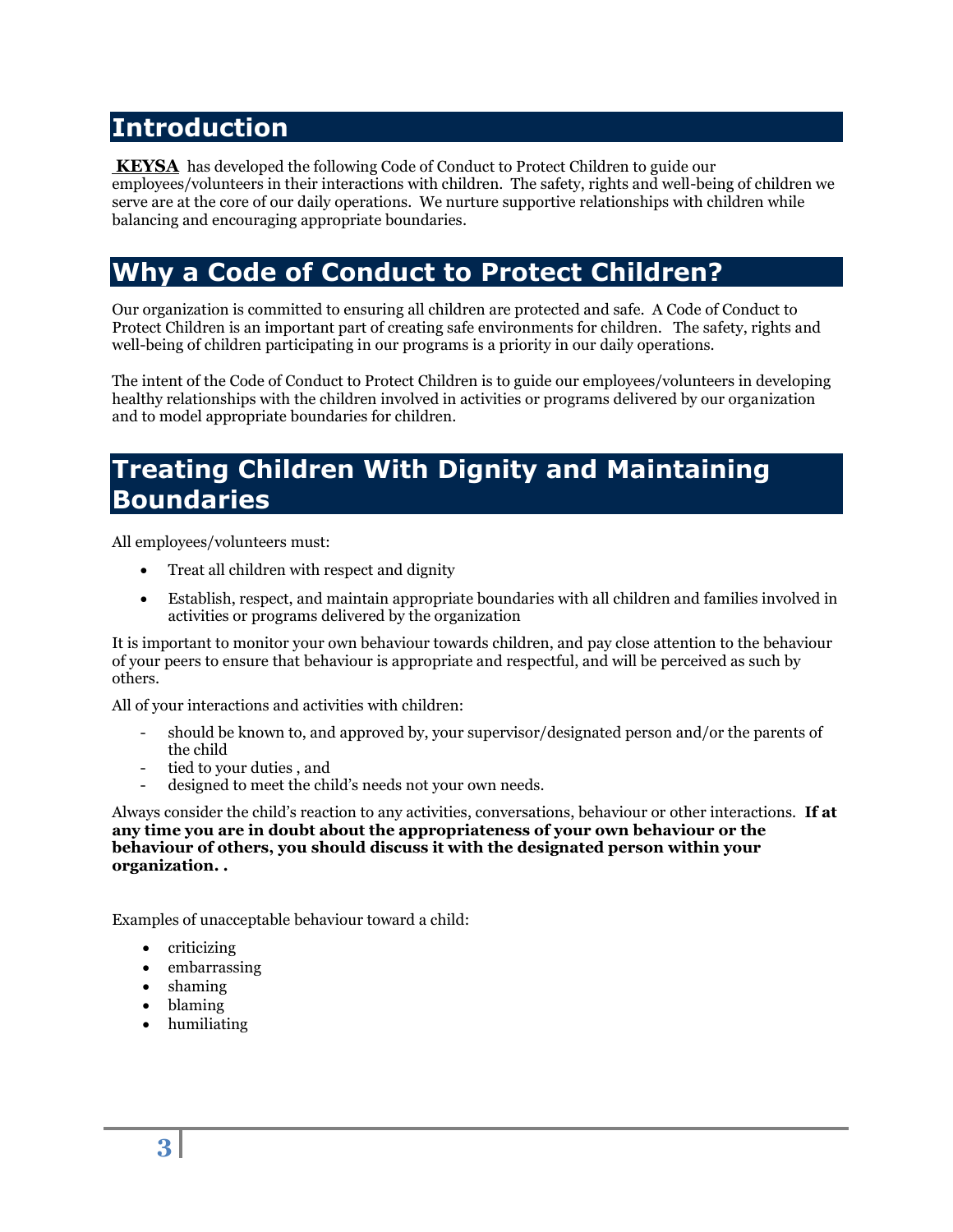## Introduction

**KEYSA** has developed the following Code of Conduct to Protect Children to guide our employees/volunteers in their interactions with children. The safety, rights and well-being of children we serve are at the core of our daily operations. We nurture supportive relationships with children while balancing and encouraging appropriate boundaries.

## Why a Code of Conduct to Protect Children?

Our organization is committed to ensuring all children are protected and safe. A Code of Conduct to Protect Children is an important part of creating safe environments for children. The safety, rights and well-being of children participating in our programs is a priority in our daily operations.

The intent of the Code of Conduct to Protect Children is to guide our employees/volunteers in developing healthy relationships with the children involved in activities or programs delivered by our organization and to model appropriate boundaries for children.

## Treating Children With Dignity and Maintaining Boundaries

All employees/volunteers must:

- Treat all children with respect and dignity
- Establish, respect, and maintain appropriate boundaries with all children and families involved in activities or programs delivered by the organization

It is important to monitor your own behaviour towards children, and pay close attention to the behaviour of your peers to ensure that behaviour is appropriate and respectful, and will be perceived as such by others.

All of your interactions and activities with children:

- should be known to, and approved by, your supervisor/designated person and/or the parents of the child
- tied to your duties , and
- designed to meet the child's needs not your own needs.

Always consider the child's reaction to any activities, conversations, behaviour or other interactions. **If at any time you are in doubt about the appropriateness of your own behaviour or the behaviour of others, you should discuss it with the designated person within your organization. .**

Examples of unacceptable behaviour toward a child:

- criticizing
- embarrassing
- shaming
- blaming
- humiliating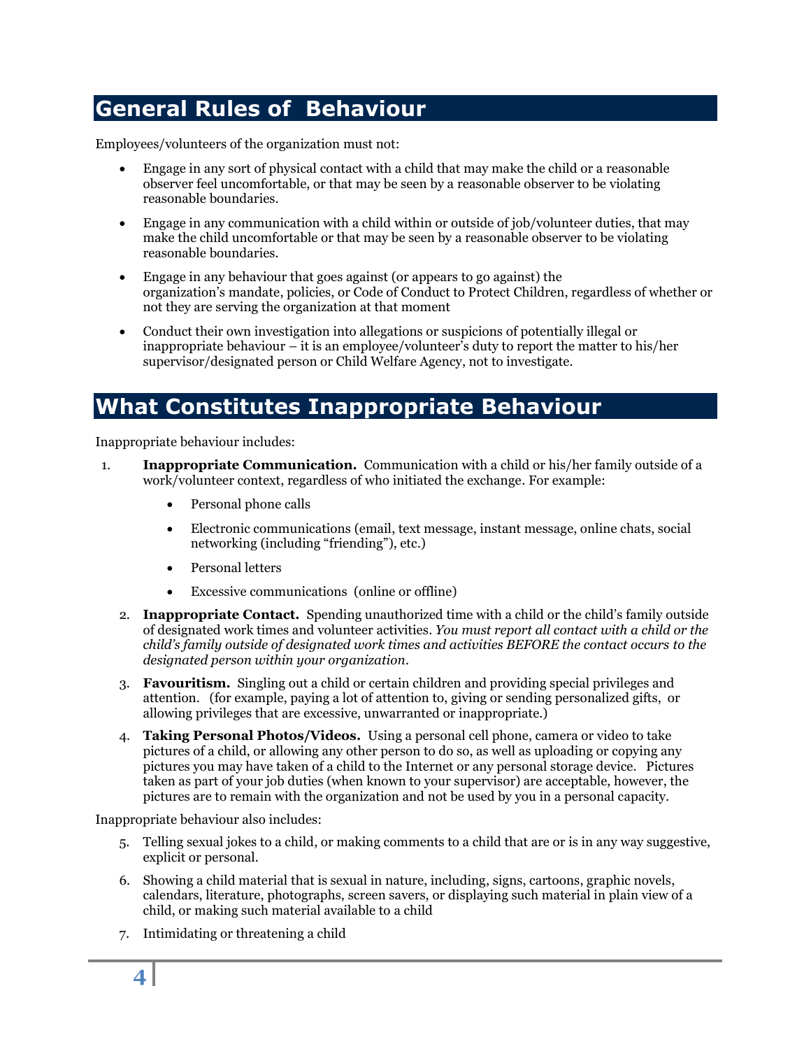# General Rules of Behaviour

Employees/volunteers of the organization must not:

- Engage in any sort of physical contact with a child that may make the child or a reasonable observer feel uncomfortable, or that may be seen by a reasonable observer to be violating reasonable boundaries.
- Engage in any communication with a child within or outside of job/volunteer duties, that may make the child uncomfortable or that may be seen by a reasonable observer to be violating reasonable boundaries.
- Engage in any behaviour that goes against (or appears to go against) the organization's mandate, policies, or Code of Conduct to Protect Children, regardless of whether or not they are serving the organization at that moment
- Conduct their own investigation into allegations or suspicions of potentially illegal or inappropriate behaviour – it is an employee/volunteer's duty to report the matter to his/her supervisor/designated person or Child Welfare Agency, not to investigate.

# What Constitutes Inappropriate Behaviour

Inappropriate behaviour includes:

1. **Inappropriate Communication.** Communication with a child or his/her family outside of a work/volunteer context, regardless of who initiated the exchange. For example:
   - Personal phone calls
   - Electronic communications (email, text message, instant message, online chats, social networking (including "friending"), etc.)
   - Personal letters
   - Excessive communications (online or offline)
2. **Inappropriate Contact.** Spending unauthorized time with a child or the child's family outside of designated work times and volunteer activities. *You must report all contact with a child or the child's family outside of designated work times and activities BEFORE the contact occurs to the designated person within your organization.*
3. **Favouritism.** Singling out a child or certain children and providing special privileges and attention. (for example, paying a lot of attention to, giving or sending personalized gifts, or allowing privileges that are excessive, unwarranted or inappropriate.)
4. **Taking Personal Photos/Videos.** Using a personal cell phone, camera or video to take pictures of a child, or allowing any other person to do so, as well as uploading or copying any pictures you may have taken of a child to the Internet or any personal storage device. Pictures taken as part of your job duties (when known to your supervisor) are acceptable, however, the pictures are to remain with the organization and not be used by you in a personal capacity.

Inappropriate behaviour also includes:

5. Telling sexual jokes to a child, or making comments to a child that are or is in any way suggestive, explicit or personal.
6. Showing a child material that is sexual in nature, including, signs, cartoons, graphic novels, calendars, literature, photographs, screen savers, or displaying such material in plain view of a child, or making such material available to a child
7. Intimidating or threatening a child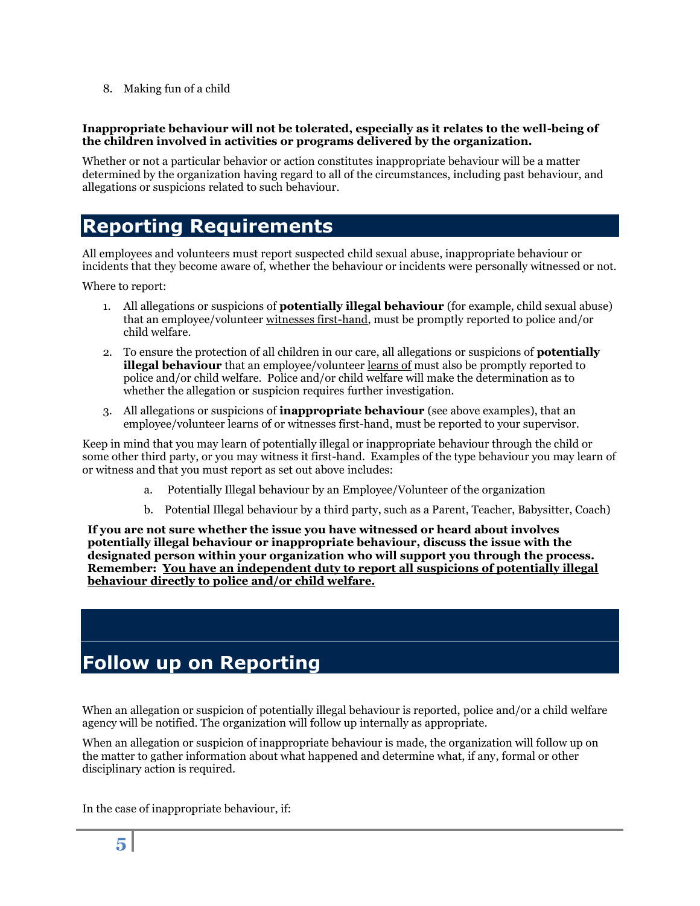8. Making fun of a child

**Inappropriate behaviour will not be tolerated, especially as it relates to the well-being of the children involved in activities or programs delivered by the organization.**

Whether or not a particular behavior or action constitutes inappropriate behaviour will be a matter determined by the organization having regard to all of the circumstances, including past behaviour, and allegations or suspicions related to such behaviour.

# Reporting Requirements

All employees and volunteers must report suspected child sexual abuse, inappropriate behaviour or incidents that they become aware of, whether the behaviour or incidents were personally witnessed or not.

Where to report:

1. All allegations or suspicions of **potentially illegal behaviour** (for example, child sexual abuse) that an employee/volunteer <u>witnesses first-hand</u>, must be promptly reported to police and/or child welfare.
2. To ensure the protection of all children in our care, all allegations or suspicions of **potentially illegal behaviour** that an employee/volunteer <u>learns of</u> must also be promptly reported to police and/or child welfare. Police and/or child welfare will make the determination as to whether the allegation or suspicion requires further investigation.
3. All allegations or suspicions of **inappropriate behaviour** (see above examples), that an employee/volunteer learns of or witnesses first-hand, must be reported to your supervisor.

Keep in mind that you may learn of potentially illegal or inappropriate behaviour through the child or some other third party, or you may witness it first-hand. Examples of the type behaviour you may learn of or witness and that you must report as set out above includes:

   a. Potentially Illegal behaviour by an Employee/Volunteer of the organization
   b. Potential Illegal behaviour by a third party, such as a Parent, Teacher, Babysitter, Coach)

**If you are not sure whether the issue you have witnessed or heard about involves potentially illegal behaviour or inappropriate behaviour, discuss the issue with the designated person within your organization who will support you through the process. Remember: <u>You have an independent duty to report all suspicions of potentially illegal behaviour directly to police and/or child welfare.</u>**

# Follow up on Reporting

When an allegation or suspicion of potentially illegal behaviour is reported, police and/or a child welfare agency will be notified. The organization will follow up internally as appropriate.

When an allegation or suspicion of inappropriate behaviour is made, the organization will follow up on the matter to gather information about what happened and determine what, if any, formal or other disciplinary action is required.

In the case of inappropriate behaviour, if: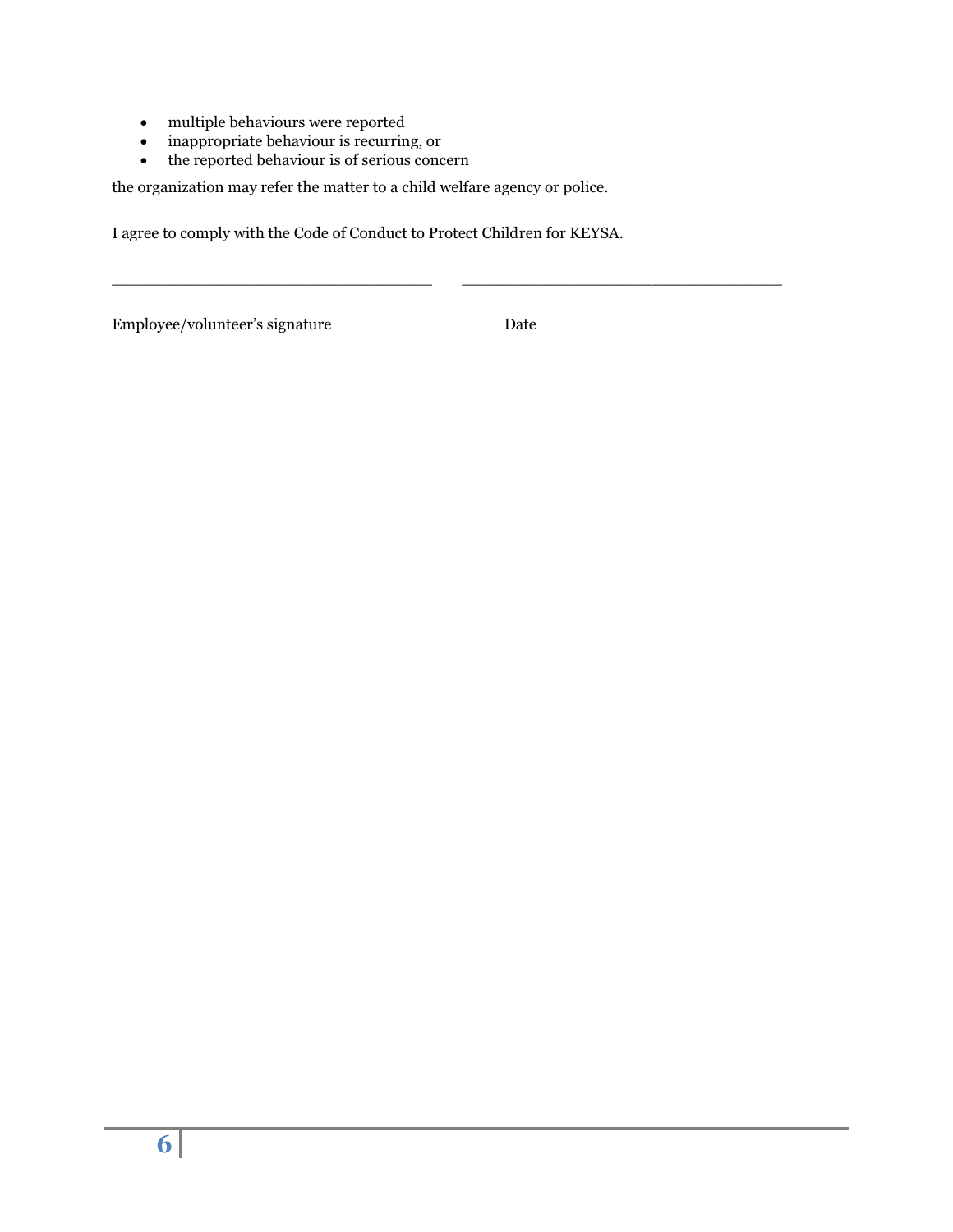- multiple behaviours were reported
- inappropriate behaviour is recurring, or
- the reported behaviour is of serious concern

the organization may refer the matter to a child welfare agency or police.

I agree to comply with the Code of Conduct to Protect Children for KEYSA.

_________________________________ _________________________________

Employee/volunteer's signature Date